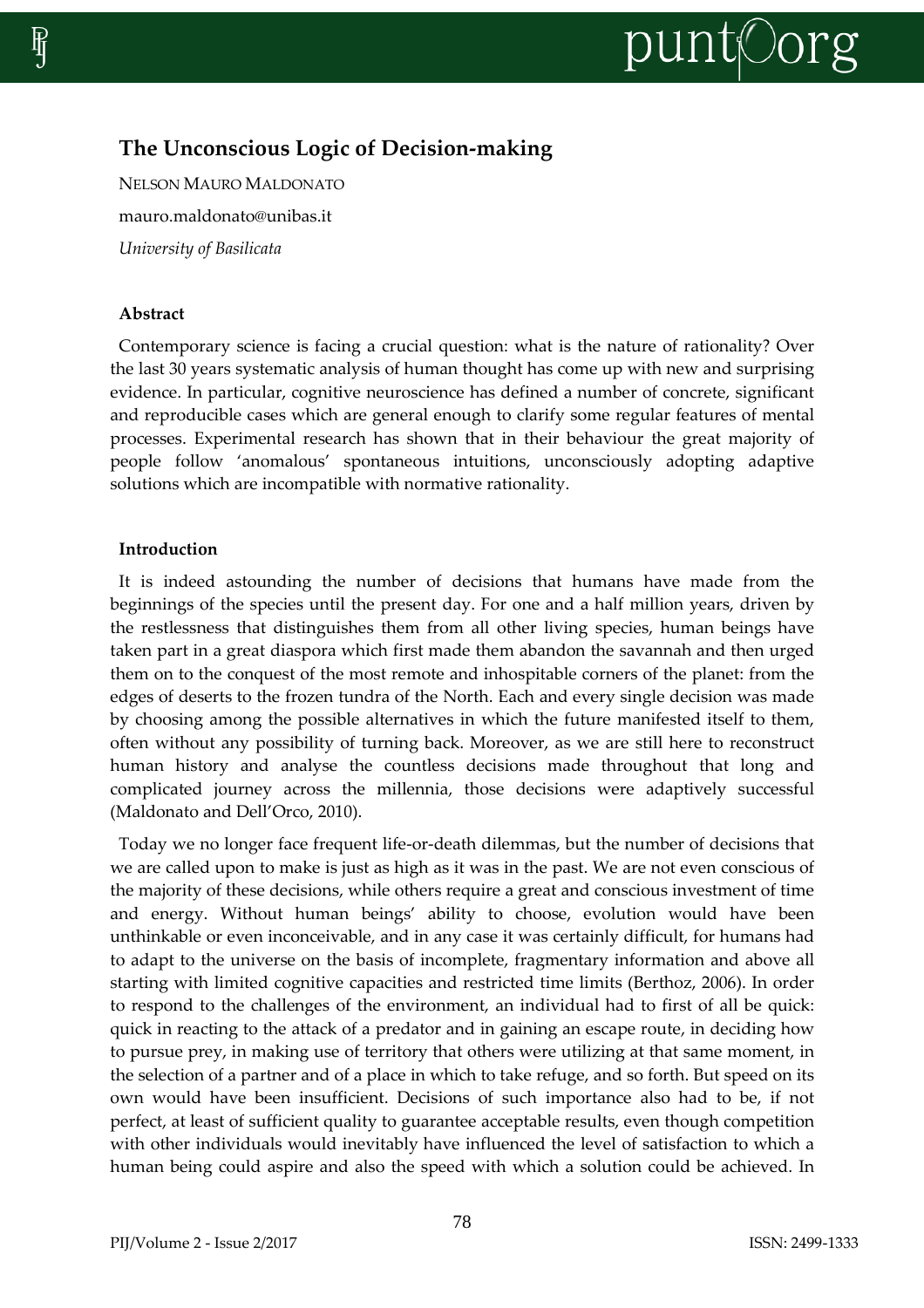# The Unconscious Logic of Decision-making

NELSON MAURO MALDONATO

mauro.maldonato@unibas.it

*University of Basilicata*

## Abstract

Contemporary science is facing a crucial question: what is the nature of rationality? Over the last 30 years systematic analysis of human thought has come up with new and surprising evidence. In particular, cognitive neuroscience has defined a number of concrete, significant and reproducible cases which are general enough to clarify some regular features of mental processes. Experimental research has shown that in their behaviour the great majority of people follow 'anomalous' spontaneous intuitions, unconsciously adopting adaptive solutions which are incompatible with normative rationality.

## Introduction

It is indeed astounding the number of decisions that humans have made from the beginnings of the species until the present day. For one and a half million years, driven by the restlessness that distinguishes them from all other living species, human beings have taken part in a great diaspora which first made them abandon the savannah and then urged them on to the conquest of the most remote and inhospitable corners of the planet: from the edges of deserts to the frozen tundra of the North. Each and every single decision was made by choosing among the possible alternatives in which the future manifested itself to them, often without any possibility of turning back. Moreover, as we are still here to reconstruct human history and analyse the countless decisions made throughout that long and complicated journey across the millennia, those decisions were adaptively successful (Maldonato and Dell'Orco, 2010).

Today we no longer face frequent life-or-death dilemmas, but the number of decisions that we are called upon to make is just as high as it was in the past. We are not even conscious of the majority of these decisions, while others require a great and conscious investment of time and energy. Without human beings' ability to choose, evolution would have been unthinkable or even inconceivable, and in any case it was certainly difficult, for humans had to adapt to the universe on the basis of incomplete, fragmentary information and above all starting with limited cognitive capacities and restricted time limits (Berthoz, 2006). In order to respond to the challenges of the environment, an individual had to first of all be quick: quick in reacting to the attack of a predator and in gaining an escape route, in deciding how to pursue prey, in making use of territory that others were utilizing at that same moment, in the selection of a partner and of a place in which to take refuge, and so forth. But speed on its own would have been insufficient. Decisions of such importance also had to be, if not perfect, at least of sufficient quality to guarantee acceptable results, even though competition with other individuals would inevitably have influenced the level of satisfaction to which a human being could aspire and also the speed with which a solution could be achieved. In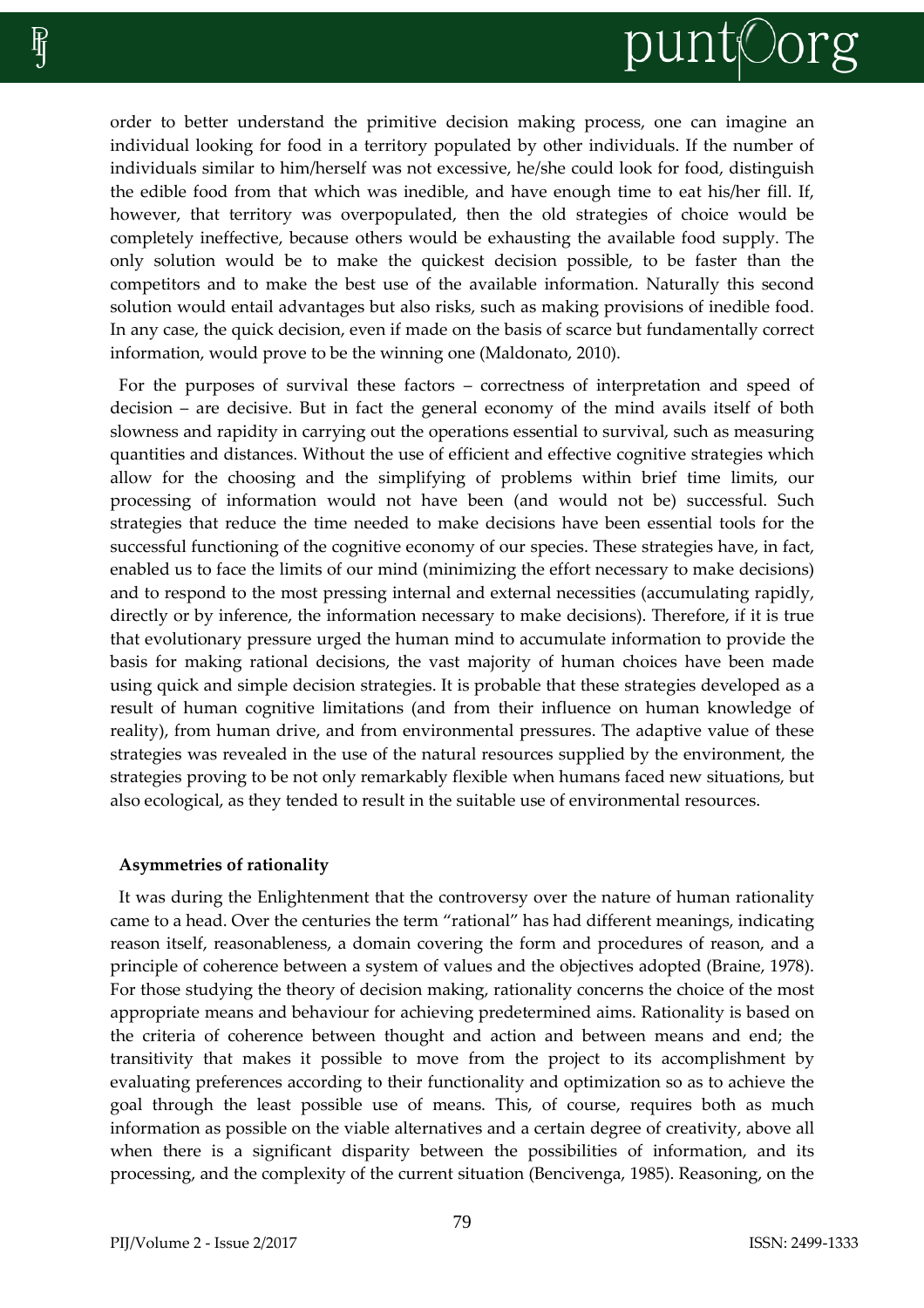order to better understand the primitive decision making process, one can imagine an individual looking for food in a territory populated by other individuals. If the number of individuals similar to him/herself was not excessive, he/she could look for food, distinguish the edible food from that which was inedible, and have enough time to eat his/her fill. If, however, that territory was overpopulated, then the old strategies of choice would be completely ineffective, because others would be exhausting the available food supply. The only solution would be to make the quickest decision possible, to be faster than the competitors and to make the best use of the available information. Naturally this second solution would entail advantages but also risks, such as making provisions of inedible food. In any case, the quick decision, even if made on the basis of scarce but fundamentally correct information, would prove to be the winning one (Maldonato, 2010).

For the purposes of survival these factors – correctness of interpretation and speed of decision – are decisive. But in fact the general economy of the mind avails itself of both slowness and rapidity in carrying out the operations essential to survival, such as measuring quantities and distances. Without the use of efficient and effective cognitive strategies which allow for the choosing and the simplifying of problems within brief time limits, our processing of information would not have been (and would not be) successful. Such strategies that reduce the time needed to make decisions have been essential tools for the successful functioning of the cognitive economy of our species. These strategies have, in fact, enabled us to face the limits of our mind (minimizing the effort necessary to make decisions) and to respond to the most pressing internal and external necessities (accumulating rapidly, directly or by inference, the information necessary to make decisions). Therefore, if it is true that evolutionary pressure urged the human mind to accumulate information to provide the basis for making rational decisions, the vast majority of human choices have been made using quick and simple decision strategies. It is probable that these strategies developed as a result of human cognitive limitations (and from their influence on human knowledge of reality), from human drive, and from environmental pressures. The adaptive value of these strategies was revealed in the use of the natural resources supplied by the environment, the strategies proving to be not only remarkably flexible when humans faced new situations, but also ecological, as they tended to result in the suitable use of environmental resources.

**Asymmetries of rationality**

It was during the Enlightenment that the controversy over the nature of human rationality came to a head. Over the centuries the term "rational" has had different meanings, indicating reason itself, reasonableness, a domain covering the form and procedures of reason, and a principle of coherence between a system of values and the objectives adopted (Braine, 1978). For those studying the theory of decision making, rationality concerns the choice of the most appropriate means and behaviour for achieving predetermined aims. Rationality is based on the criteria of coherence between thought and action and between means and end; the transitivity that makes it possible to move from the project to its accomplishment by evaluating preferences according to their functionality and optimization so as to achieve the goal through the least possible use of means. This, of course, requires both as much information as possible on the viable alternatives and a certain degree of creativity, above all when there is a significant disparity between the possibilities of information, and its processing, and the complexity of the current situation (Bencivenga, 1985). Reasoning, on the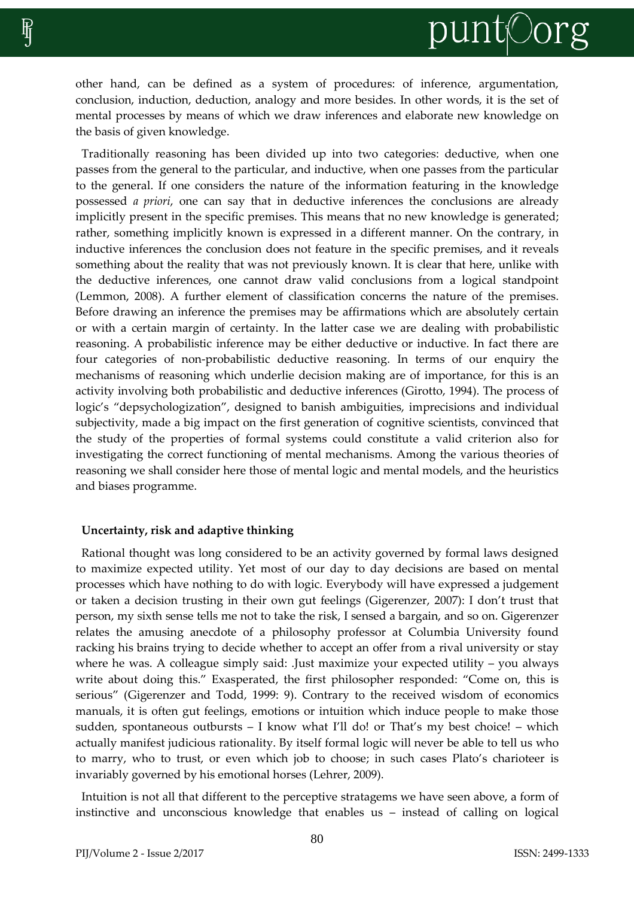other hand, can be defined as a system of procedures: of inference, argumentation, conclusion, induction, deduction, analogy and more besides. In other words, it is the set of mental processes by means of which we draw inferences and elaborate new knowledge on the basis of given knowledge.

Traditionally reasoning has been divided up into two categories: deductive, when one passes from the general to the particular, and inductive, when one passes from the particular to the general. If one considers the nature of the information featuring in the knowledge possessed *a priori*, one can say that in deductive inferences the conclusions are already implicitly present in the specific premises. This means that no new knowledge is generated; rather, something implicitly known is expressed in a different manner. On the contrary, in inductive inferences the conclusion does not feature in the specific premises, and it reveals something about the reality that was not previously known. It is clear that here, unlike with the deductive inferences, one cannot draw valid conclusions from a logical standpoint (Lemmon, 2008). A further element of classification concerns the nature of the premises. Before drawing an inference the premises may be affirmations which are absolutely certain or with a certain margin of certainty. In the latter case we are dealing with probabilistic reasoning. A probabilistic inference may be either deductive or inductive. In fact there are four categories of non-probabilistic deductive reasoning. In terms of our enquiry the mechanisms of reasoning which underlie decision making are of importance, for this is an activity involving both probabilistic and deductive inferences (Girotto, 1994). The process of logic's "depsychologization", designed to banish ambiguities, imprecisions and individual subjectivity, made a big impact on the first generation of cognitive scientists, convinced that the study of the properties of formal systems could constitute a valid criterion also for investigating the correct functioning of mental mechanisms. Among the various theories of reasoning we shall consider here those of mental logic and mental models, and the heuristics and biases programme.

**Uncertainty, risk and adaptive thinking**

Rational thought was long considered to be an activity governed by formal laws designed to maximize expected utility. Yet most of our day to day decisions are based on mental processes which have nothing to do with logic. Everybody will have expressed a judgement or taken a decision trusting in their own gut feelings (Gigerenzer, 2007): I don't trust that person, my sixth sense tells me not to take the risk, I sensed a bargain, and so on. Gigerenzer relates the amusing anecdote of a philosophy professor at Columbia University found racking his brains trying to decide whether to accept an offer from a rival university or stay where he was. A colleague simply said: .Just maximize your expected utility – you always write about doing this." Exasperated, the first philosopher responded: "Come on, this is serious" (Gigerenzer and Todd, 1999: 9). Contrary to the received wisdom of economics manuals, it is often gut feelings, emotions or intuition which induce people to make those sudden, spontaneous outbursts – I know what I'll do! or That's my best choice! – which actually manifest judicious rationality. By itself formal logic will never be able to tell us who to marry, who to trust, or even which job to choose; in such cases Plato's charioteer is invariably governed by his emotional horses (Lehrer, 2009).

Intuition is not all that different to the perceptive stratagems we have seen above, a form of instinctive and unconscious knowledge that enables us – instead of calling on logical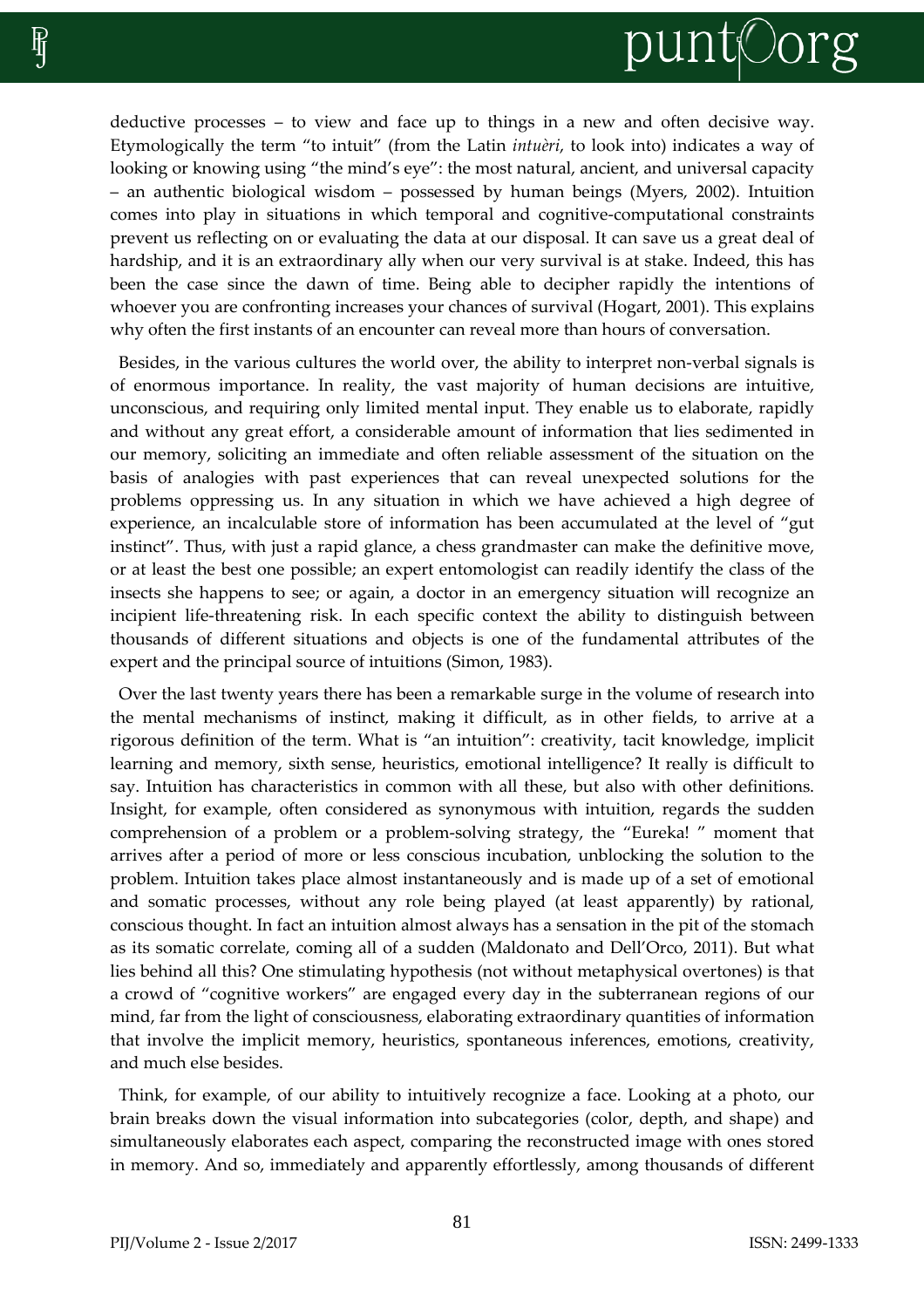deductive processes – to view and face up to things in a new and often decisive way. Etymologically the term "to intuit" (from the Latin *intuèri*, to look into) indicates a way of looking or knowing using "the mind's eye": the most natural, ancient, and universal capacity – an authentic biological wisdom – possessed by human beings (Myers, 2002). Intuition comes into play in situations in which temporal and cognitive-computational constraints prevent us reflecting on or evaluating the data at our disposal. It can save us a great deal of hardship, and it is an extraordinary ally when our very survival is at stake. Indeed, this has been the case since the dawn of time. Being able to decipher rapidly the intentions of whoever you are confronting increases your chances of survival (Hogart, 2001). This explains why often the first instants of an encounter can reveal more than hours of conversation.

Besides, in the various cultures the world over, the ability to interpret non-verbal signals is of enormous importance. In reality, the vast majority of human decisions are intuitive, unconscious, and requiring only limited mental input. They enable us to elaborate, rapidly and without any great effort, a considerable amount of information that lies sedimented in our memory, soliciting an immediate and often reliable assessment of the situation on the basis of analogies with past experiences that can reveal unexpected solutions for the problems oppressing us. In any situation in which we have achieved a high degree of experience, an incalculable store of information has been accumulated at the level of "gut instinct". Thus, with just a rapid glance, a chess grandmaster can make the definitive move, or at least the best one possible; an expert entomologist can readily identify the class of the insects she happens to see; or again, a doctor in an emergency situation will recognize an incipient life-threatening risk. In each specific context the ability to distinguish between thousands of different situations and objects is one of the fundamental attributes of the expert and the principal source of intuitions (Simon, 1983).

Over the last twenty years there has been a remarkable surge in the volume of research into the mental mechanisms of instinct, making it difficult, as in other fields, to arrive at a rigorous definition of the term. What is "an intuition": creativity, tacit knowledge, implicit learning and memory, sixth sense, heuristics, emotional intelligence? It really is difficult to say. Intuition has characteristics in common with all these, but also with other definitions. Insight, for example, often considered as synonymous with intuition, regards the sudden comprehension of a problem or a problem-solving strategy, the "Eureka! " moment that arrives after a period of more or less conscious incubation, unblocking the solution to the problem. Intuition takes place almost instantaneously and is made up of a set of emotional and somatic processes, without any role being played (at least apparently) by rational, conscious thought. In fact an intuition almost always has a sensation in the pit of the stomach as its somatic correlate, coming all of a sudden (Maldonato and Dell'Orco, 2011). But what lies behind all this? One stimulating hypothesis (not without metaphysical overtones) is that a crowd of "cognitive workers" are engaged every day in the subterranean regions of our mind, far from the light of consciousness, elaborating extraordinary quantities of information that involve the implicit memory, heuristics, spontaneous inferences, emotions, creativity, and much else besides.

Think, for example, of our ability to intuitively recognize a face. Looking at a photo, our brain breaks down the visual information into subcategories (color, depth, and shape) and simultaneously elaborates each aspect, comparing the reconstructed image with ones stored in memory. And so, immediately and apparently effortlessly, among thousands of different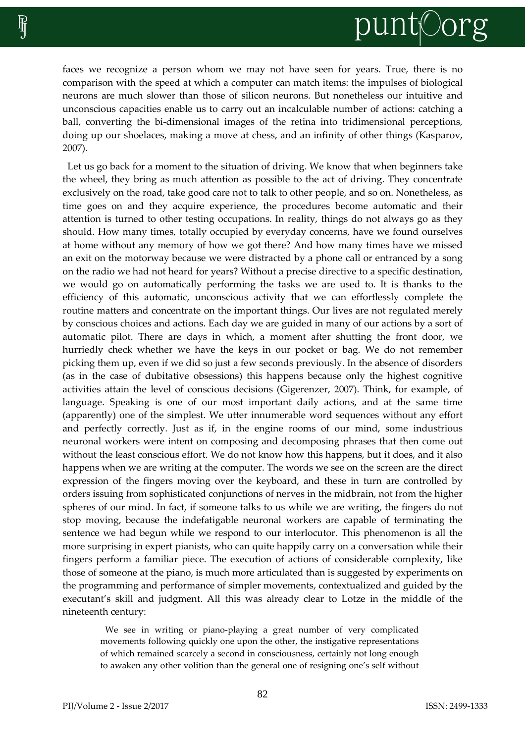faces we recognize a person whom we may not have seen for years. True, there is no comparison with the speed at which a computer can match items: the impulses of biological neurons are much slower than those of silicon neurons. But nonetheless our intuitive and unconscious capacities enable us to carry out an incalculable number of actions: catching a ball, converting the bi-dimensional images of the retina into tridimensional perceptions, doing up our shoelaces, making a move at chess, and an infinity of other things (Kasparov, 2007).

Let us go back for a moment to the situation of driving. We know that when beginners take the wheel, they bring as much attention as possible to the act of driving. They concentrate exclusively on the road, take good care not to talk to other people, and so on. Nonetheless, as time goes on and they acquire experience, the procedures become automatic and their attention is turned to other testing occupations. In reality, things do not always go as they should. How many times, totally occupied by everyday concerns, have we found ourselves at home without any memory of how we got there? And how many times have we missed an exit on the motorway because we were distracted by a phone call or entranced by a song on the radio we had not heard for years? Without a precise directive to a specific destination, we would go on automatically performing the tasks we are used to. It is thanks to the efficiency of this automatic, unconscious activity that we can effortlessly complete the routine matters and concentrate on the important things. Our lives are not regulated merely by conscious choices and actions. Each day we are guided in many of our actions by a sort of automatic pilot. There are days in which, a moment after shutting the front door, we hurriedly check whether we have the keys in our pocket or bag. We do not remember picking them up, even if we did so just a few seconds previously. In the absence of disorders (as in the case of dubitative obsessions) this happens because only the highest cognitive activities attain the level of conscious decisions (Gigerenzer, 2007). Think, for example, of language. Speaking is one of our most important daily actions, and at the same time (apparently) one of the simplest. We utter innumerable word sequences without any effort and perfectly correctly. Just as if, in the engine rooms of our mind, some industrious neuronal workers were intent on composing and decomposing phrases that then come out without the least conscious effort. We do not know how this happens, but it does, and it also happens when we are writing at the computer. The words we see on the screen are the direct expression of the fingers moving over the keyboard, and these in turn are controlled by orders issuing from sophisticated conjunctions of nerves in the midbrain, not from the higher spheres of our mind. In fact, if someone talks to us while we are writing, the fingers do not stop moving, because the indefatigable neuronal workers are capable of terminating the sentence we had begun while we respond to our interlocutor. This phenomenon is all the more surprising in expert pianists, who can quite happily carry on a conversation while their fingers perform a familiar piece. The execution of actions of considerable complexity, like those of someone at the piano, is much more articulated than is suggested by experiments on the programming and performance of simpler movements, contextualized and guided by the executant's skill and judgment. All this was already clear to Lotze in the middle of the nineteenth century:

> We see in writing or piano-playing a great number of very complicated movements following quickly one upon the other, the instigative representations of which remained scarcely a second in consciousness, certainly not long enough to awaken any other volition than the general one of resigning one's self without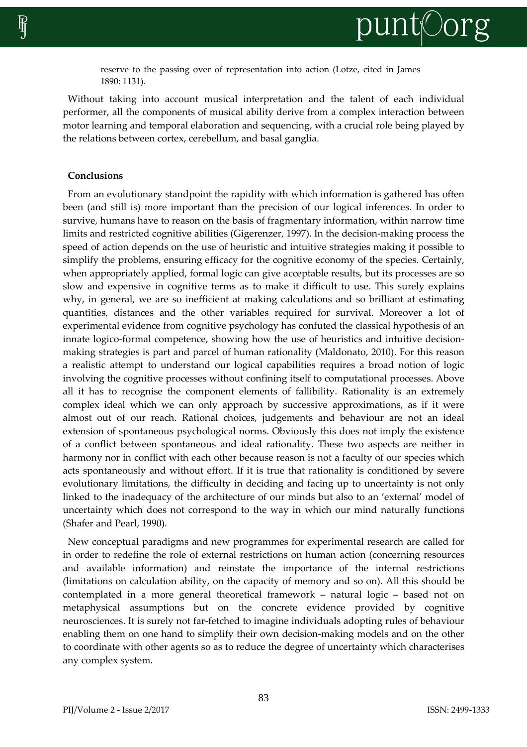reserve to the passing over of representation into action (Lotze, cited in James 1890: 1131).

Without taking into account musical interpretation and the talent of each individual performer, all the components of musical ability derive from a complex interaction between motor learning and temporal elaboration and sequencing, with a crucial role being played by the relations between cortex, cerebellum, and basal ganglia.

## Conclusions

From an evolutionary standpoint the rapidity with which information is gathered has often been (and still is) more important than the precision of our logical inferences. In order to survive, humans have to reason on the basis of fragmentary information, within narrow time limits and restricted cognitive abilities (Gigerenzer, 1997). In the decision-making process the speed of action depends on the use of heuristic and intuitive strategies making it possible to simplify the problems, ensuring efficacy for the cognitive economy of the species. Certainly, when appropriately applied, formal logic can give acceptable results, but its processes are so slow and expensive in cognitive terms as to make it difficult to use. This surely explains why, in general, we are so inefficient at making calculations and so brilliant at estimating quantities, distances and the other variables required for survival. Moreover a lot of experimental evidence from cognitive psychology has confuted the classical hypothesis of an innate logico-formal competence, showing how the use of heuristics and intuitive decision-making strategies is part and parcel of human rationality (Maldonato, 2010). For this reason a realistic attempt to understand our logical capabilities requires a broad notion of logic involving the cognitive processes without confining itself to computational processes. Above all it has to recognise the component elements of fallibility. Rationality is an extremely complex ideal which we can only approach by successive approximations, as if it were almost out of our reach. Rational choices, judgements and behaviour are not an ideal extension of spontaneous psychological norms. Obviously this does not imply the existence of a conflict between spontaneous and ideal rationality. These two aspects are neither in harmony nor in conflict with each other because reason is not a faculty of our species which acts spontaneously and without effort. If it is true that rationality is conditioned by severe evolutionary limitations, the difficulty in deciding and facing up to uncertainty is not only linked to the inadequacy of the architecture of our minds but also to an 'external' model of uncertainty which does not correspond to the way in which our mind naturally functions (Shafer and Pearl, 1990).

New conceptual paradigms and new programmes for experimental research are called for in order to redefine the role of external restrictions on human action (concerning resources and available information) and reinstate the importance of the internal restrictions (limitations on calculation ability, on the capacity of memory and so on). All this should be contemplated in a more general theoretical framework – natural logic – based not on metaphysical assumptions but on the concrete evidence provided by cognitive neurosciences. It is surely not far-fetched to imagine individuals adopting rules of behaviour enabling them on one hand to simplify their own decision-making models and on the other to coordinate with other agents so as to reduce the degree of uncertainty which characterises any complex system.